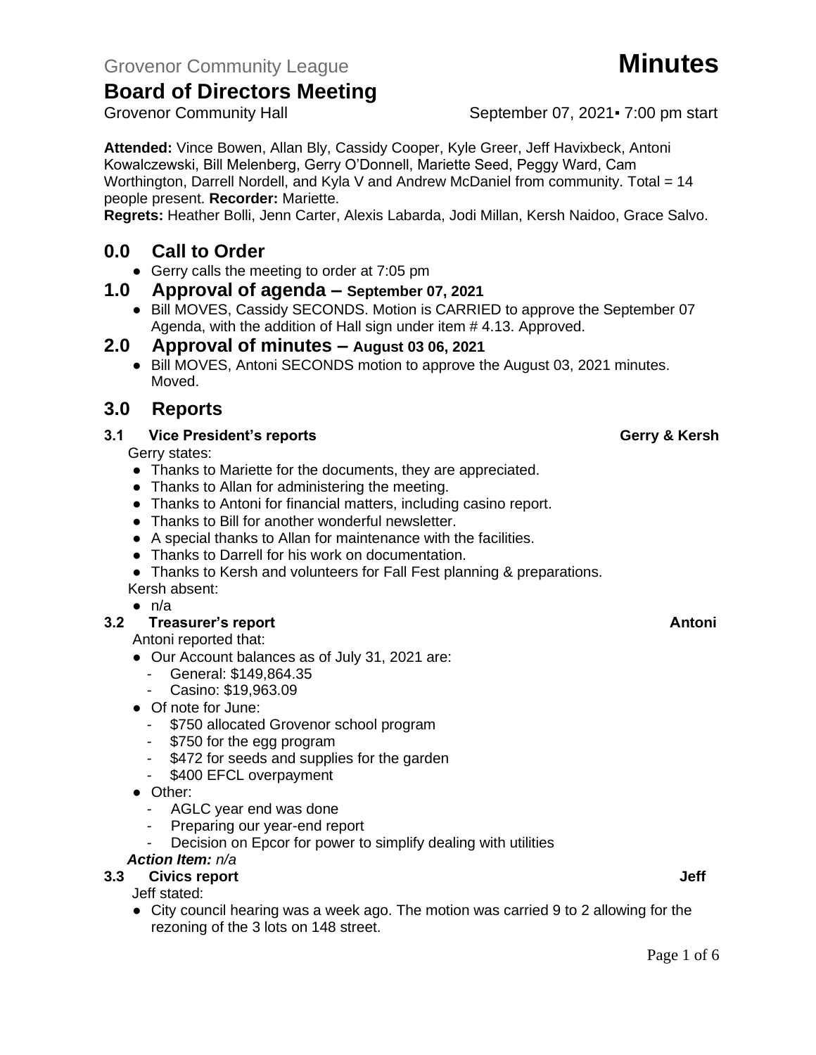Grovenor Community League **Minutes**

# Board of Directors Meeting

Grovenor Community Hall September 07, 2021▪ 7:00 pm start

**Attended:** Vince Bowen, Allan Bly, Cassidy Cooper, Kyle Greer, Jeff Havixbeck, Antoni Kowalczewski, Bill Melenberg, Gerry O'Donnell, Mariette Seed, Peggy Ward, Cam Worthington, Darrell Nordell, and Kyla V and Andrew McDaniel from community. Total = 14 people present. **Recorder:** Mariette.
**Regrets:** Heather Bolli, Jenn Carter, Alexis Labarda, Jodi Millan, Kersh Naidoo, Grace Salvo.

## 0.0 Call to Order

- Gerry calls the meeting to order at 7:05 pm

## 1.0 Approval of agenda – September 07, 2021

- Bill MOVES, Cassidy SECONDS. Motion is CARRIED to approve the September 07 Agenda, with the addition of Hall sign under item # 4.13. Approved.

## 2.0 Approval of minutes – August 03 06, 2021

- Bill MOVES, Antoni SECONDS motion to approve the August 03, 2021 minutes. Moved.

## 3.0 Reports

### 3.1 Vice President's reports — Gerry & Kersh

Gerry states:

- Thanks to Mariette for the documents, they are appreciated.
- Thanks to Allan for administering the meeting.
- Thanks to Antoni for financial matters, including casino report.
- Thanks to Bill for another wonderful newsletter.
- A special thanks to Allan for maintenance with the facilities.
- Thanks to Darrell for his work on documentation.
- Thanks to Kersh and volunteers for Fall Fest planning & preparations.

Kersh absent:

- n/a

### 3.2 Treasurer's report — Antoni

Antoni reported that:

- Our Account balances as of July 31, 2021 are:
  - General: $149,864.35
  - Casino: $19,963.09
- Of note for June:
  - $750 allocated Grovenor school program
  - $750 for the egg program
  - $472 for seeds and supplies for the garden
  - $400 EFCL overpayment
- Other:
  - AGLC year end was done
  - Preparing our year-end report
  - Decision on Epcor for power to simplify dealing with utilities

***Action Item:*** *n/a*

### 3.3 Civics report — Jeff

Jeff stated:

- City council hearing was a week ago. The motion was carried 9 to 2 allowing for the rezoning of the 3 lots on 148 street.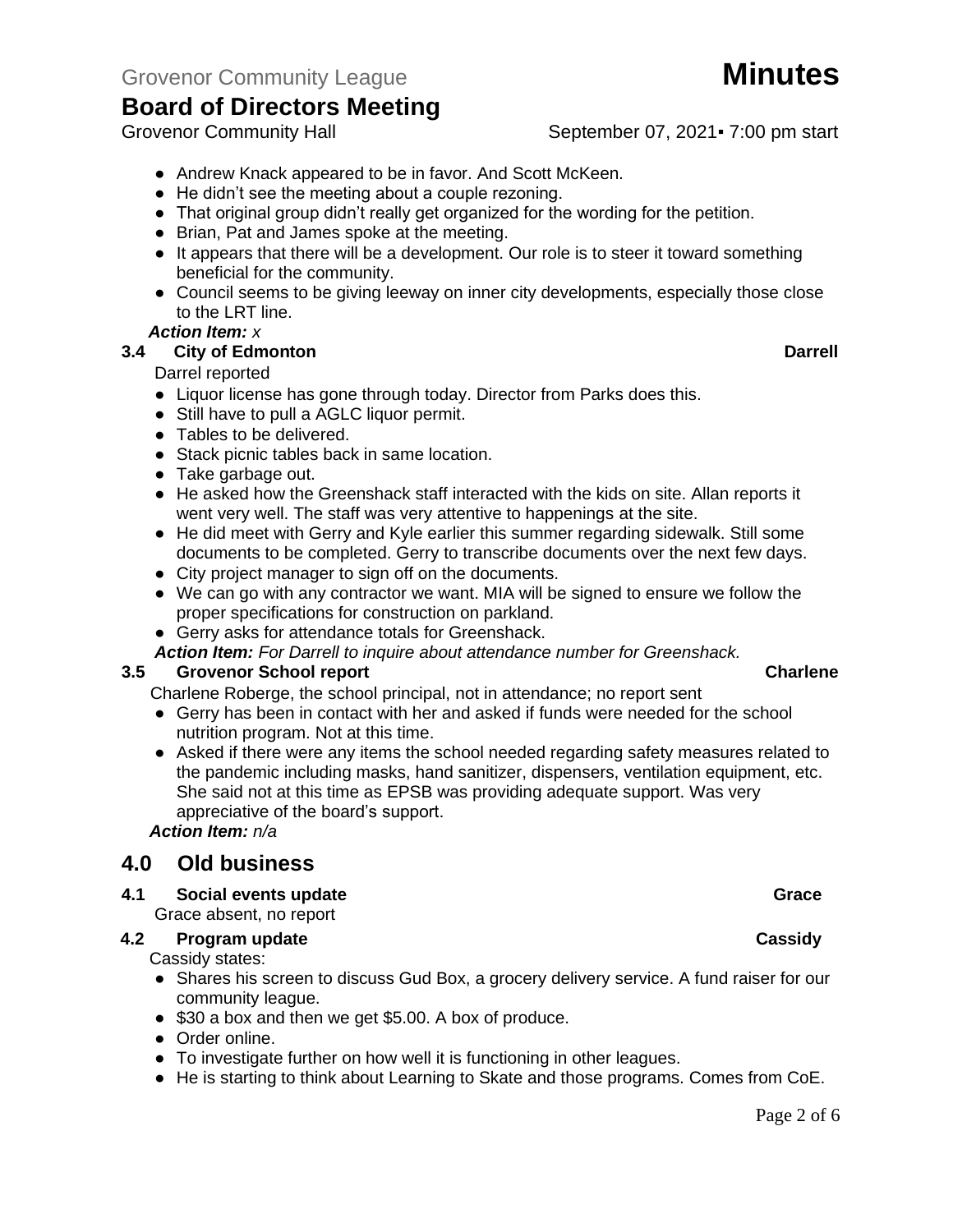- Andrew Knack appeared to be in favor. And Scott McKeen.
- He didn't see the meeting about a couple rezoning.
- That original group didn't really get organized for the wording for the petition.
- Brian, Pat and James spoke at the meeting.
- It appears that there will be a development. Our role is to steer it toward something beneficial for the community.
- Council seems to be giving leeway on inner city developments, especially those close to the LRT line.

***Action Item:*** *x*

### 3.4 City of Edmonton — Darrell

Darrel reported

- Liquor license has gone through today. Director from Parks does this.
- Still have to pull a AGLC liquor permit.
- Tables to be delivered.
- Stack picnic tables back in same location.
- Take garbage out.
- He asked how the Greenshack staff interacted with the kids on site. Allan reports it went very well. The staff was very attentive to happenings at the site.
- He did meet with Gerry and Kyle earlier this summer regarding sidewalk. Still some documents to be completed. Gerry to transcribe documents over the next few days.
- City project manager to sign off on the documents.
- We can go with any contractor we want. MIA will be signed to ensure we follow the proper specifications for construction on parkland.
- Gerry asks for attendance totals for Greenshack.

***Action Item:*** *For Darrell to inquire about attendance number for Greenshack.*

### 3.5 Grovenor School report — Charlene

Charlene Roberge, the school principal, not in attendance; no report sent

- Gerry has been in contact with her and asked if funds were needed for the school nutrition program. Not at this time.
- Asked if there were any items the school needed regarding safety measures related to the pandemic including masks, hand sanitizer, dispensers, ventilation equipment, etc. She said not at this time as EPSB was providing adequate support. Was very appreciative of the board's support.

***Action Item:*** *n/a*

## 4.0 Old business

### 4.1 Social events update — Grace

Grace absent, no report

### 4.2 Program update — Cassidy

Cassidy states:

- Shares his screen to discuss Gud Box, a grocery delivery service. A fund raiser for our community league.
- $30 a box and then we get $5.00. A box of produce.
- Order online.
- To investigate further on how well it is functioning in other leagues.
- He is starting to think about Learning to Skate and those programs. Comes from CoE.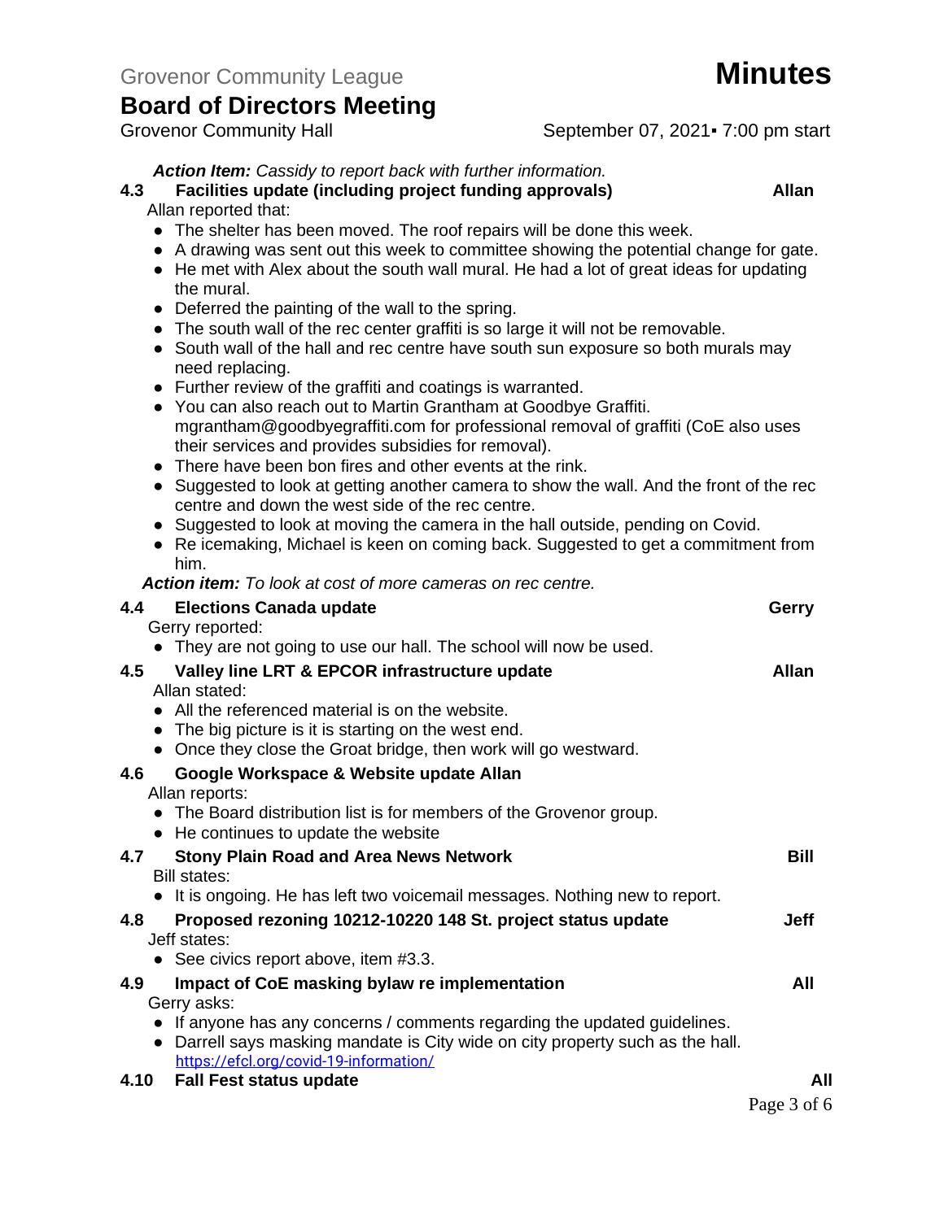*__Action Item:__ Cassidy to report back with further information.*

### 4.3 Facilities update (including project funding approvals) — Allan

Allan reported that:

- The shelter has been moved. The roof repairs will be done this week.
- A drawing was sent out this week to committee showing the potential change for gate.
- He met with Alex about the south wall mural. He had a lot of great ideas for updating the mural.
- Deferred the painting of the wall to the spring.
- The south wall of the rec center graffiti is so large it will not be removable.
- South wall of the hall and rec centre have south sun exposure so both murals may need replacing.
- Further review of the graffiti and coatings is warranted.
- You can also reach out to Martin Grantham at Goodbye Graffiti. mgrantham@goodbyegraffiti.com for professional removal of graffiti (CoE also uses their services and provides subsidies for removal).
- There have been bon fires and other events at the rink.
- Suggested to look at getting another camera to show the wall. And the front of the rec centre and down the west side of the rec centre.
- Suggested to look at moving the camera in the hall outside, pending on Covid.
- Re icemaking, Michael is keen on coming back. Suggested to get a commitment from him.

*__Action item:__ To look at cost of more cameras on rec centre.*

### 4.4 Elections Canada update — Gerry

Gerry reported:

- They are not going to use our hall. The school will now be used.

### 4.5 Valley line LRT & EPCOR infrastructure update — Allan

Allan stated:

- All the referenced material is on the website.
- The big picture is it is starting on the west end.
- Once they close the Groat bridge, then work will go westward.

### 4.6 Google Workspace & Website update Allan

Allan reports:

- The Board distribution list is for members of the Grovenor group.
- He continues to update the website

### 4.7 Stony Plain Road and Area News Network — Bill

Bill states:

- It is ongoing. He has left two voicemail messages. Nothing new to report.

### 4.8 Proposed rezoning 10212-10220 148 St. project status update — Jeff

Jeff states:

- See civics report above, item #3.3.

### 4.9 Impact of CoE masking bylaw re implementation — All

Gerry asks:

- If anyone has any concerns / comments regarding the updated guidelines.
- Darrell says masking mandate is City wide on city property such as the hall. https://efcl.org/covid-19-information/

### 4.10 Fall Fest status update — All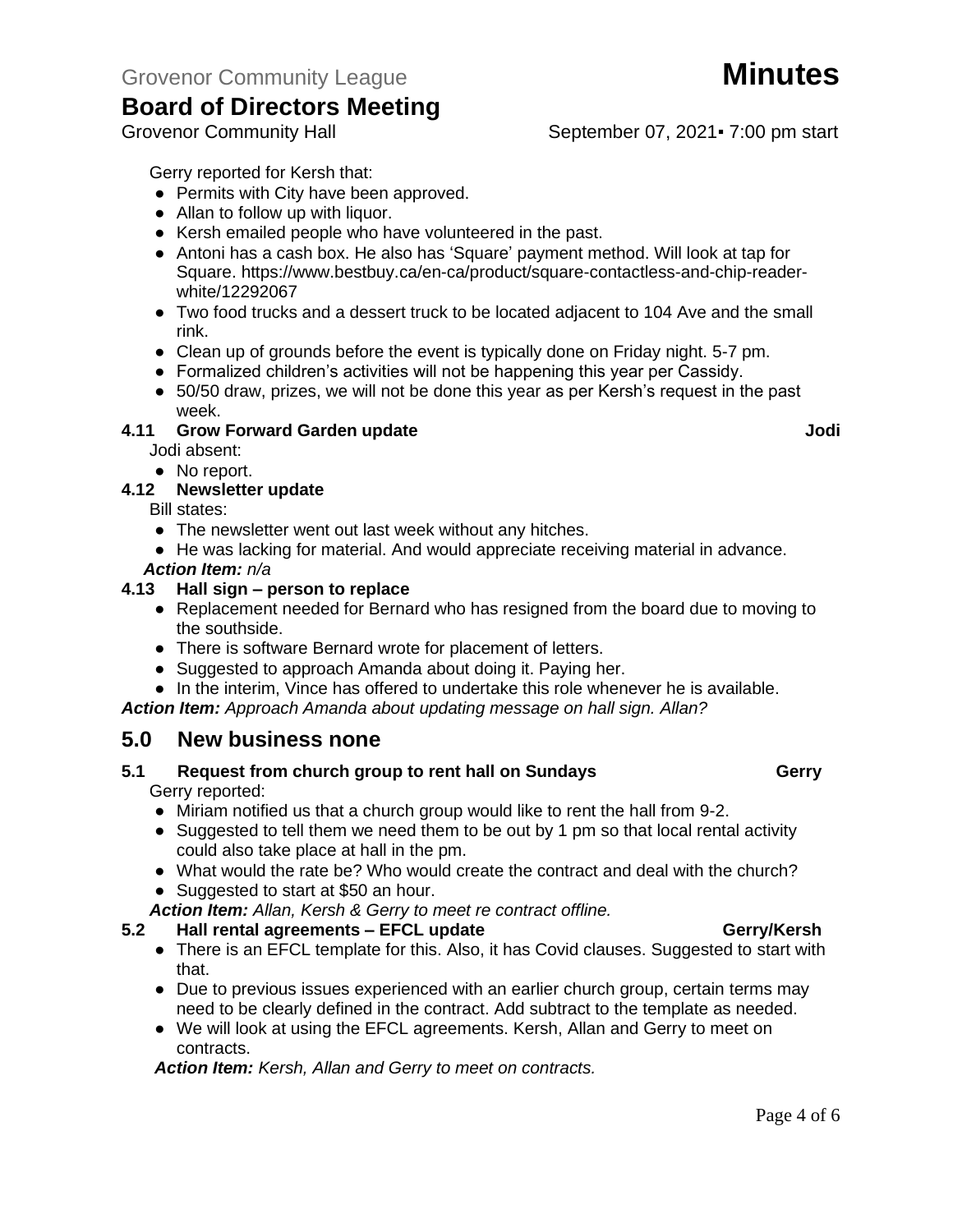Gerry reported for Kersh that:

- Permits with City have been approved.
- Allan to follow up with liquor.
- Kersh emailed people who have volunteered in the past.
- Antoni has a cash box. He also has 'Square' payment method. Will look at tap for Square. https://www.bestbuy.ca/en-ca/product/square-contactless-and-chip-reader-white/12292067
- Two food trucks and a dessert truck to be located adjacent to 104 Ave and the small rink.
- Clean up of grounds before the event is typically done on Friday night. 5-7 pm.
- Formalized children's activities will not be happening this year per Cassidy.
- 50/50 draw, prizes, we will not be done this year as per Kersh's request in the past week.

### 4.11 Grow Forward Garden update — Jodi

Jodi absent:

- No report.

### 4.12 Newsletter update

Bill states:

- The newsletter went out last week without any hitches.
- He was lacking for material. And would appreciate receiving material in advance.

***Action Item:*** *n/a*

### 4.13 Hall sign – person to replace

- Replacement needed for Bernard who has resigned from the board due to moving to the southside.
- There is software Bernard wrote for placement of letters.
- Suggested to approach Amanda about doing it. Paying her.
- In the interim, Vince has offered to undertake this role whenever he is available.

***Action Item:*** *Approach Amanda about updating message on hall sign. Allan?*

## 5.0 New business none

### 5.1 Request from church group to rent hall on Sundays — Gerry

Gerry reported:

- Miriam notified us that a church group would like to rent the hall from 9-2.
- Suggested to tell them we need them to be out by 1 pm so that local rental activity could also take place at hall in the pm.
- What would the rate be? Who would create the contract and deal with the church?
- Suggested to start at $50 an hour.

***Action Item:*** *Allan, Kersh & Gerry to meet re contract offline.*

### 5.2 Hall rental agreements – EFCL update — Gerry/Kersh

- There is an EFCL template for this. Also, it has Covid clauses. Suggested to start with that.
- Due to previous issues experienced with an earlier church group, certain terms may need to be clearly defined in the contract. Add subtract to the template as needed.
- We will look at using the EFCL agreements. Kersh, Allan and Gerry to meet on contracts.

***Action Item:*** *Kersh, Allan and Gerry to meet on contracts.*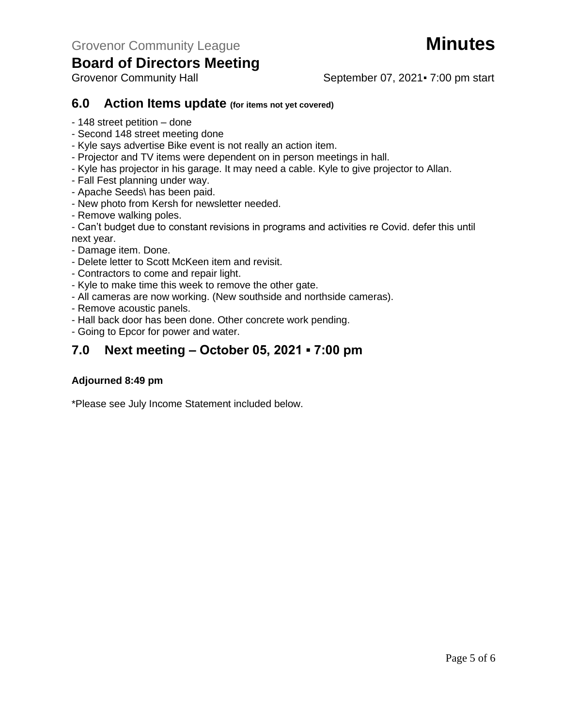Grovenor Community League

# Minutes

## Board of Directors Meeting

Grovenor Community Hall September 07, 2021▪ 7:00 pm start

## 6.0 Action Items update (for items not yet covered)

- 148 street petition – done
- Second 148 street meeting done
- Kyle says advertise Bike event is not really an action item.
- Projector and TV items were dependent on in person meetings in hall.
- Kyle has projector in his garage. It may need a cable. Kyle to give projector to Allan.
- Fall Fest planning under way.
- Apache Seeds\ has been paid.
- New photo from Kersh for newsletter needed.
- Remove walking poles.
- Can't budget due to constant revisions in programs and activities re Covid. defer this until next year.
- Damage item. Done.
- Delete letter to Scott McKeen item and revisit.
- Contractors to come and repair light.
- Kyle to make time this week to remove the other gate.
- All cameras are now working. (New southside and northside cameras).
- Remove acoustic panels.
- Hall back door has been done. Other concrete work pending.
- Going to Epcor for power and water.

## 7.0 Next meeting – October 05, 2021 ▪ 7:00 pm

**Adjourned 8:49 pm**

*Please see July Income Statement included below.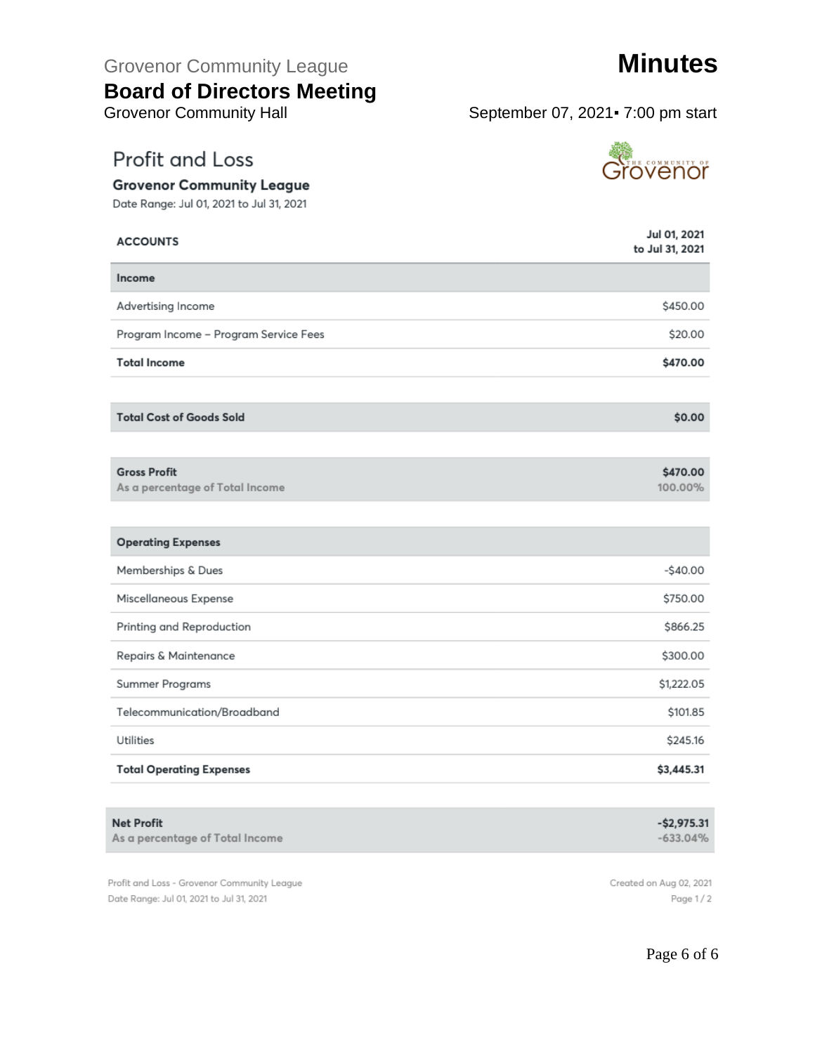Grovenor Community League

**Board of Directors Meeting**

Grovenor Community Hall

# Minutes

September 07, 2021▪ 7:00 pm start

## Profit and Loss

**Grovenor Community League**

Date Range: Jul 01, 2021 to Jul 31, 2021

| ACCOUNTS | Jul 01, 2021 to Jul 31, 2021 |
|---|---|
| **Income** | |
| Advertising Income | $450.00 |
| Program Income – Program Service Fees | $20.00 |
| **Total Income** | **$470.00** |
| **Total Cost of Goods Sold** | **$0.00** |
| **Gross Profit** | **$470.00** |
| As a percentage of Total Income | 100.00% |
| **Operating Expenses** | |
| Memberships & Dues | -$40.00 |
| Miscellaneous Expense | $750.00 |
| Printing and Reproduction | $866.25 |
| Repairs & Maintenance | $300.00 |
| Summer Programs | $1,222.05 |
| Telecommunication/Broadband | $101.85 |
| Utilities | $245.16 |
| **Total Operating Expenses** | **$3,445.31** |
| **Net Profit** | **-$2,975.31** |
| As a percentage of Total Income | -633.04% |

Profit and Loss - Grovenor Community League

Date Range: Jul 01, 2021 to Jul 31, 2021

Created on Aug 02, 2021

Page 1 / 2